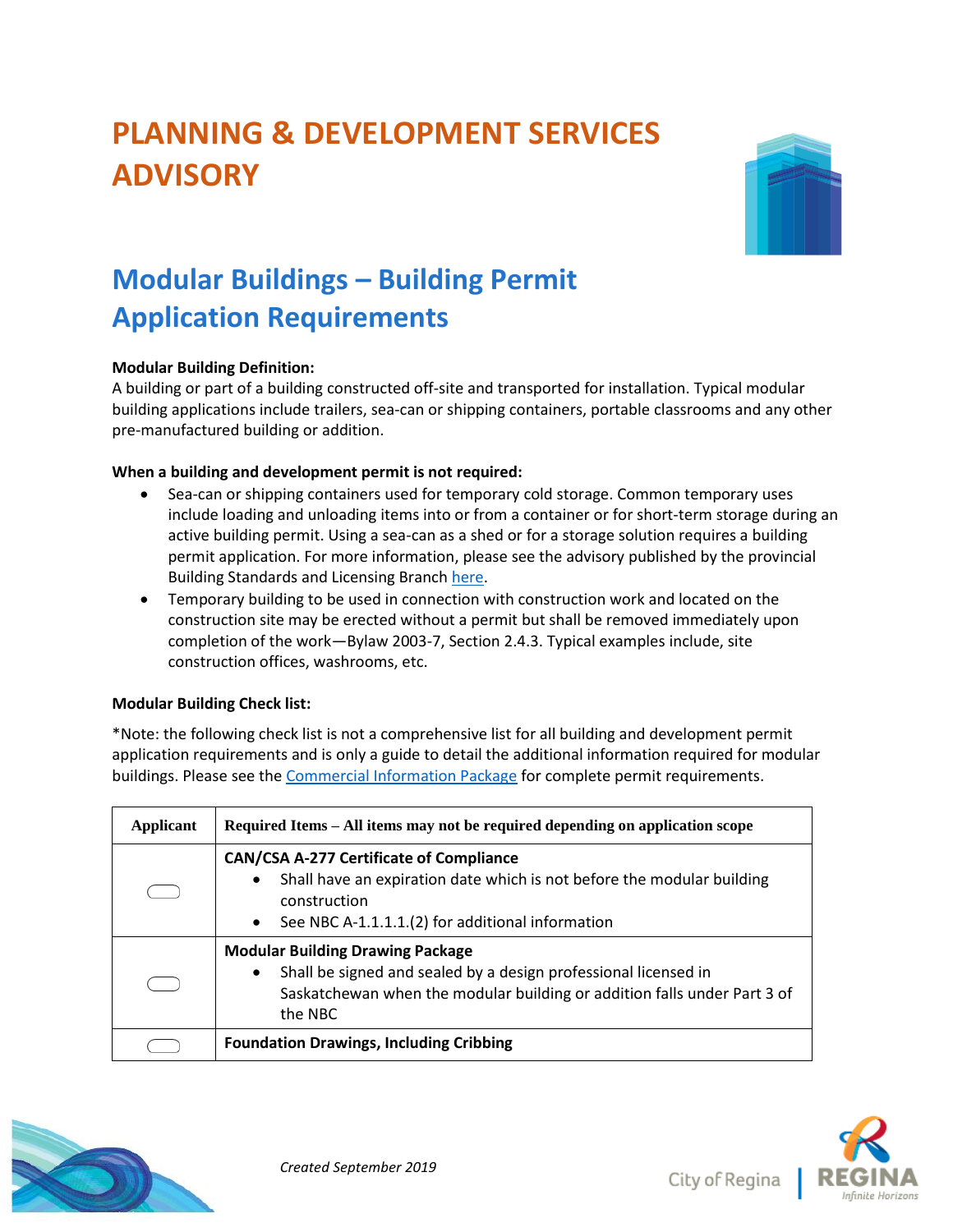# PLANNING & DEVELOPMENT SERVICES ADVISORY

## Modular Buildings – Building Permit Application Requirements

**Modular Building Definition:**
A building or part of a building constructed off-site and transported for installation. Typical modular building applications include trailers, sea-can or shipping containers, portable classrooms and any other pre-manufactured building or addition.

**When a building and development permit is not required:**

- Sea-can or shipping containers used for temporary cold storage. Common temporary uses include loading and unloading items into or from a container or for short-term storage during an active building permit. Using a sea-can as a shed or for a storage solution requires a building permit application. For more information, please see the advisory published by the provincial Building Standards and Licensing Branch here.
- Temporary building to be used in connection with construction work and located on the construction site may be erected without a permit but shall be removed immediately upon completion of the work—Bylaw 2003-7, Section 2.4.3. Typical examples include, site construction offices, washrooms, etc.

**Modular Building Check list:**

*Note: the following check list is not a comprehensive list for all building and development permit application requirements and is only a guide to detail the additional information required for modular buildings. Please see the Commercial Information Package for complete permit requirements.

| Applicant | Required Items – All items may not be required depending on application scope |
|---|---|
| ☐ | **CAN/CSA A-277 Certificate of Compliance**<br>• Shall have an expiration date which is not before the modular building construction<br>• See NBC A-1.1.1.1.(2) for additional information |
| ☐ | **Modular Building Drawing Package**<br>• Shall be signed and sealed by a design professional licensed in Saskatchewan when the modular building or addition falls under Part 3 of the NBC |
| ☐ | **Foundation Drawings, Including Cribbing** |

*Created September 2019*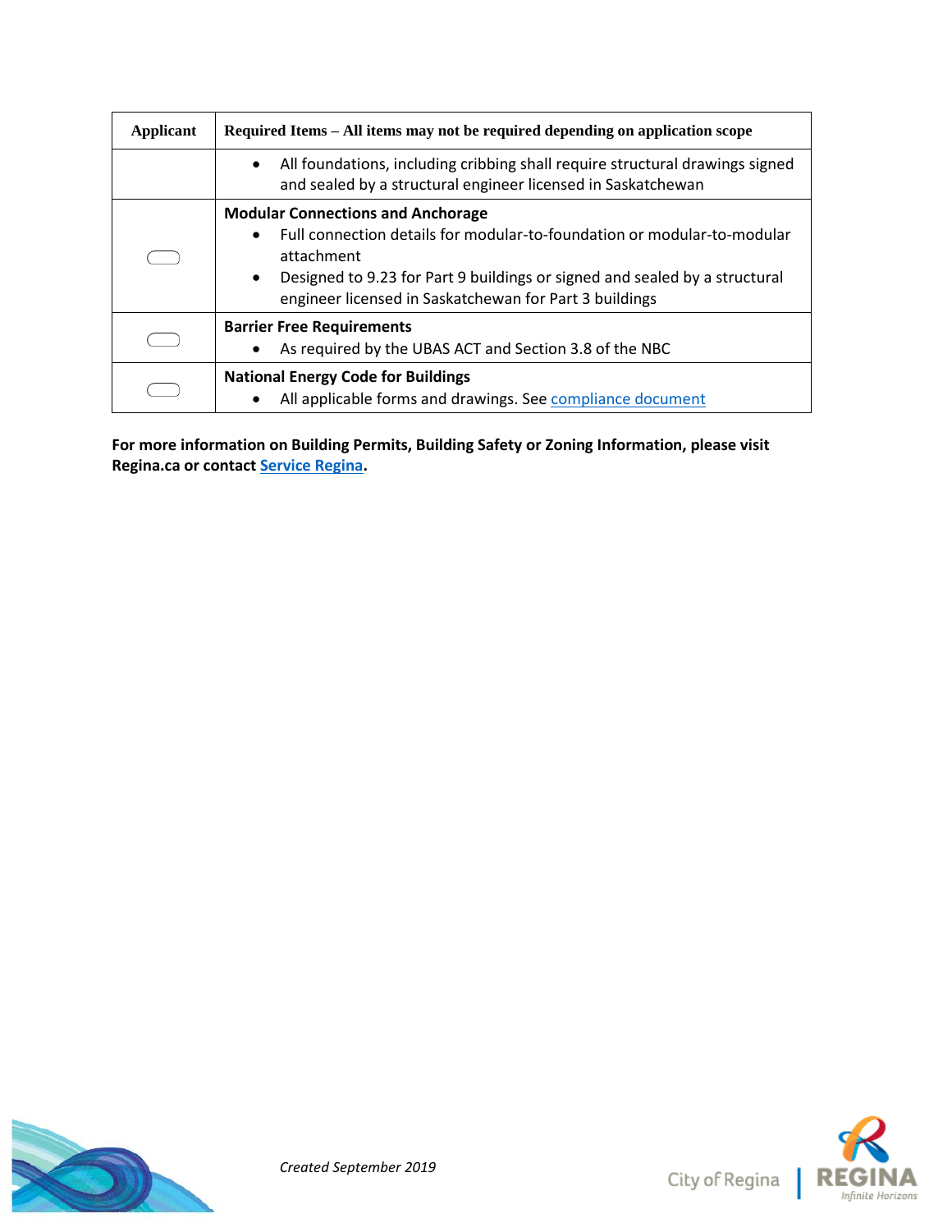| Applicant | Required Items – All items may not be required depending on application scope |
|---|---|
| | • All foundations, including cribbing shall require structural drawings signed and sealed by a structural engineer licensed in Saskatchewan |
| ☐ | **Modular Connections and Anchorage**<br>• Full connection details for modular-to-foundation or modular-to-modular attachment<br>• Designed to 9.23 for Part 9 buildings or signed and sealed by a structural engineer licensed in Saskatchewan for Part 3 buildings |
| ☐ | **Barrier Free Requirements**<br>• As required by the UBAS ACT and Section 3.8 of the NBC |
| ☐ | **National Energy Code for Buildings**<br>• All applicable forms and drawings. See compliance document |

**For more information on Building Permits, Building Safety or Zoning Information, please visit Regina.ca or contact Service Regina.**

*Created September 2019*